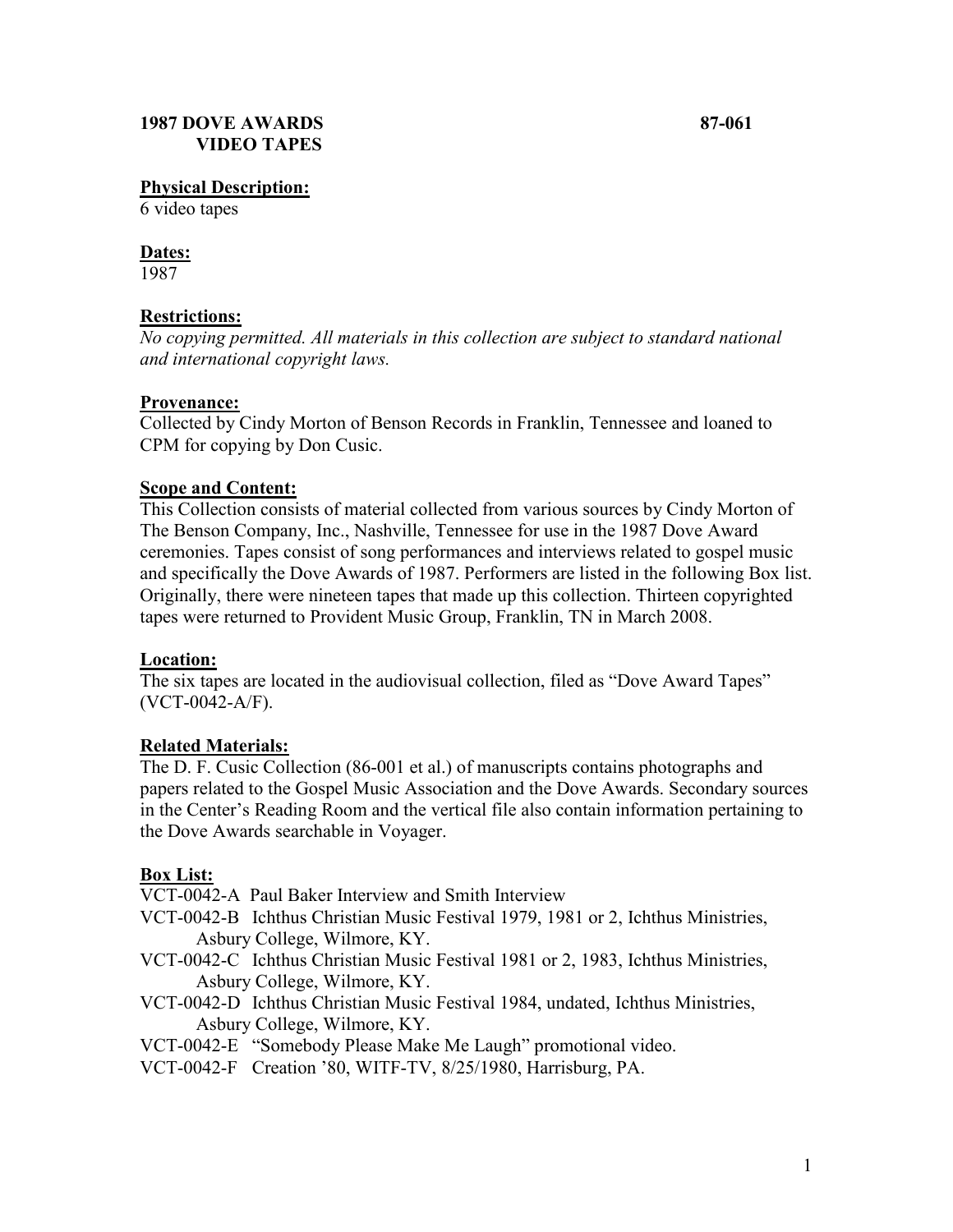# 1987 DOVE AWARDS VIDEO TAPES 87-061

**Physical Description:**
6 video tapes

**Dates:**
1987

**Restrictions:**
*No copying permitted. All materials in this collection are subject to standard national and international copyright laws.*

**Provenance:**
Collected by Cindy Morton of Benson Records in Franklin, Tennessee and loaned to CPM for copying by Don Cusic.

**Scope and Content:**
This Collection consists of material collected from various sources by Cindy Morton of The Benson Company, Inc., Nashville, Tennessee for use in the 1987 Dove Award ceremonies. Tapes consist of song performances and interviews related to gospel music and specifically the Dove Awards of 1987. Performers are listed in the following Box list. Originally, there were nineteen tapes that made up this collection. Thirteen copyrighted tapes were returned to Provident Music Group, Franklin, TN in March 2008.

**Location:**
The six tapes are located in the audiovisual collection, filed as "Dove Award Tapes" (VCT-0042-A/F).

**Related Materials:**
The D. F. Cusic Collection (86-001 et al.) of manuscripts contains photographs and papers related to the Gospel Music Association and the Dove Awards. Secondary sources in the Center's Reading Room and the vertical file also contain information pertaining to the Dove Awards searchable in Voyager.

**Box List:**

VCT-0042-A Paul Baker Interview and Smith Interview
VCT-0042-B Ichthus Christian Music Festival 1979, 1981 or 2, Ichthus Ministries, Asbury College, Wilmore, KY.
VCT-0042-C Ichthus Christian Music Festival 1981 or 2, 1983, Ichthus Ministries, Asbury College, Wilmore, KY.
VCT-0042-D Ichthus Christian Music Festival 1984, undated, Ichthus Ministries, Asbury College, Wilmore, KY.
VCT-0042-E "Somebody Please Make Me Laugh" promotional video.
VCT-0042-F Creation '80, WITF-TV, 8/25/1980, Harrisburg, PA.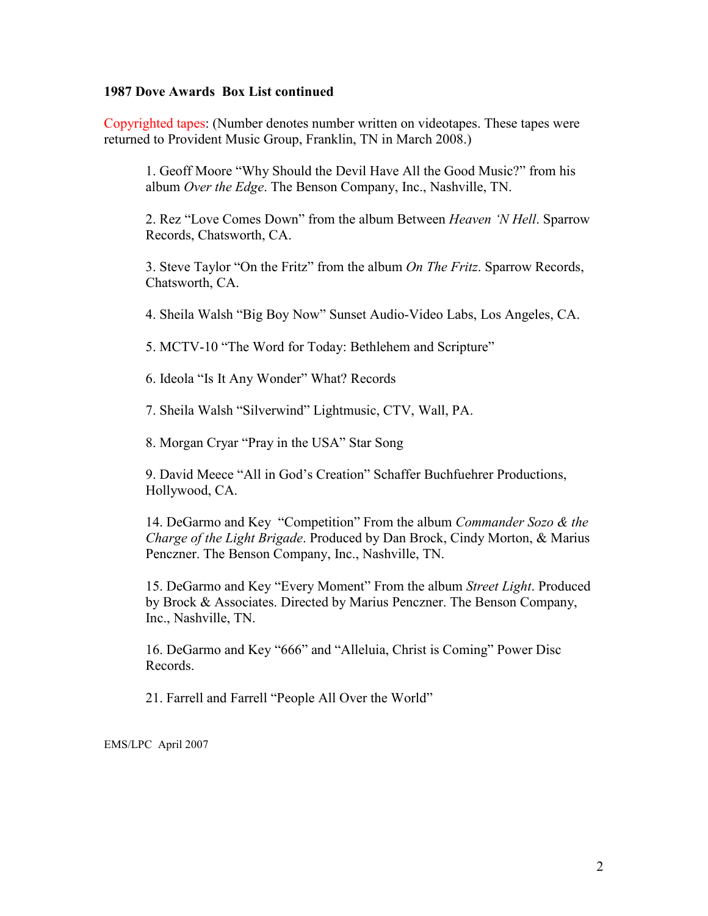**1987 Dove Awards Box List continued**

Copyrighted tapes: (Number denotes number written on videotapes. These tapes were returned to Provident Music Group, Franklin, TN in March 2008.)

1. Geoff Moore "Why Should the Devil Have All the Good Music?" from his album *Over the Edge*. The Benson Company, Inc., Nashville, TN.

2. Rez "Love Comes Down" from the album Between *Heaven 'N Hell*. Sparrow Records, Chatsworth, CA.

3. Steve Taylor "On the Fritz" from the album *On The Fritz*. Sparrow Records, Chatsworth, CA.

4. Sheila Walsh "Big Boy Now" Sunset Audio-Video Labs, Los Angeles, CA.

5. MCTV-10 "The Word for Today: Bethlehem and Scripture"

6. Ideola "Is It Any Wonder" What? Records

7. Sheila Walsh "Silverwind" Lightmusic, CTV, Wall, PA.

8. Morgan Cryar "Pray in the USA" Star Song

9. David Meece "All in God's Creation" Schaffer Buchfuehrer Productions, Hollywood, CA.

14. DeGarmo and Key "Competition" From the album *Commander Sozo & the Charge of the Light Brigade*. Produced by Dan Brock, Cindy Morton, & Marius Penczner. The Benson Company, Inc., Nashville, TN.

15. DeGarmo and Key "Every Moment" From the album *Street Light*. Produced by Brock & Associates. Directed by Marius Penczner. The Benson Company, Inc., Nashville, TN.

16. DeGarmo and Key "666" and "Alleluia, Christ is Coming" Power Disc Records.

21. Farrell and Farrell "People All Over the World"

EMS/LPC April 2007